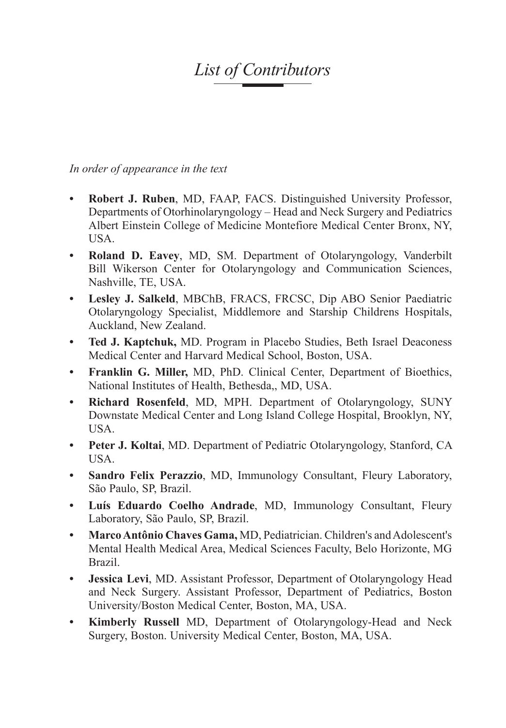# *List of Contributors*

*In order of appearance in the text*

- **Robert J. Ruben**, MD, FAAP, FACS. Distinguished University Professor, Departments of Otorhinolaryngology – Head and Neck Surgery and Pediatrics Albert Einstein College of Medicine Montefiore Medical Center Bronx, NY, USA.
- **Roland D. Eavey**, MD, SM. Department of Otolaryngology, Vanderbilt Bill Wikerson Center for Otolaryngology and Communication Sciences, Nashville, TE, USA.
- **Lesley J. Salkeld**, MBChB, FRACS, FRCSC, Dip ABO Senior Paediatric Otolaryngology Specialist, Middlemore and Starship Childrens Hospitals, Auckland, New Zealand.
- **Ted J. Kaptchuk,** MD. Program in Placebo Studies, Beth Israel Deaconess Medical Center and Harvard Medical School, Boston, USA.
- **Franklin G. Miller,** MD, PhD. Clinical Center, Department of Bioethics, National Institutes of Health, Bethesda,, MD, USA.
- **Richard Rosenfeld**, MD, MPH. Department of Otolaryngology, SUNY Downstate Medical Center and Long Island College Hospital, Brooklyn, NY, USA.
- **Peter J. Koltai**, MD. Department of Pediatric Otolaryngology, Stanford, CA USA.
- **Sandro Felix Perazzio**, MD, Immunology Consultant, Fleury Laboratory, São Paulo, SP, Brazil.
- **Luís Eduardo Coelho Andrade**, MD, Immunology Consultant, Fleury Laboratory, São Paulo, SP, Brazil.
- **Marco Antônio Chaves Gama,** MD, Pediatrician. Children's and Adolescent's Mental Health Medical Area, Medical Sciences Faculty, Belo Horizonte, MG Brazil.
- **Jessica Levi**, MD. Assistant Professor, Department of Otolaryngology Head and Neck Surgery. Assistant Professor, Department of Pediatrics, Boston University/Boston Medical Center, Boston, MA, USA.
- **Kimberly Russell** MD, Department of Otolaryngology-Head and Neck Surgery, Boston. University Medical Center, Boston, MA, USA.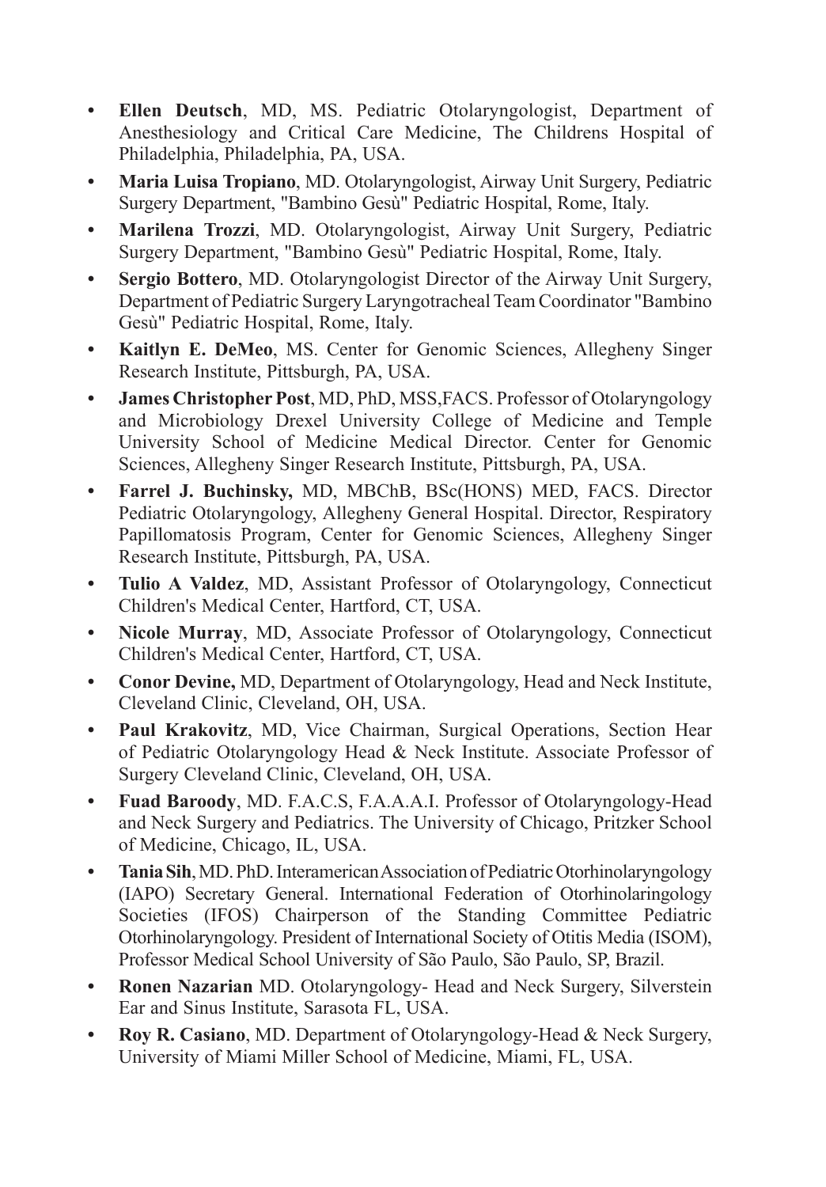- **Ellen Deutsch**, MD, MS. Pediatric Otolaryngologist, Department of Anesthesiology and Critical Care Medicine, The Childrens Hospital of Philadelphia, Philadelphia, PA, USA.
- **Maria Luisa Tropiano**, MD. Otolaryngologist, Airway Unit Surgery, Pediatric Surgery Department, "Bambino Gesù" Pediatric Hospital, Rome, Italy.
- **Marilena Trozzi**, MD. Otolaryngologist, Airway Unit Surgery, Pediatric Surgery Department, "Bambino Gesù" Pediatric Hospital, Rome, Italy.
- **Sergio Bottero**, MD. Otolaryngologist Director of the Airway Unit Surgery, Department of Pediatric Surgery Laryngotracheal Team Coordinator "Bambino Gesù" Pediatric Hospital, Rome, Italy.
- **Kaitlyn E. DeMeo**, MS. Center for Genomic Sciences, Allegheny Singer Research Institute, Pittsburgh, PA, USA.
- **James Christopher Post**, MD, PhD, MSS,FACS. Professor of Otolaryngology and Microbiology Drexel University College of Medicine and Temple University School of Medicine Medical Director. Center for Genomic Sciences, Allegheny Singer Research Institute, Pittsburgh, PA, USA.
- **Farrel J. Buchinsky,** MD, MBChB, BSc(HONS) MED, FACS. Director Pediatric Otolaryngology, Allegheny General Hospital. Director, Respiratory Papillomatosis Program, Center for Genomic Sciences, Allegheny Singer Research Institute, Pittsburgh, PA, USA.
- **Tulio A Valdez**, MD, Assistant Professor of Otolaryngology, Connecticut Children's Medical Center, Hartford, CT, USA.
- **Nicole Murray**, MD, Associate Professor of Otolaryngology, Connecticut Children's Medical Center, Hartford, CT, USA.
- **Conor Devine,** MD, Department of Otolaryngology, Head and Neck Institute, Cleveland Clinic, Cleveland, OH, USA.
- **Paul Krakovitz**, MD, Vice Chairman, Surgical Operations, Section Hear of Pediatric Otolaryngology Head & Neck Institute. Associate Professor of Surgery Cleveland Clinic, Cleveland, OH, USA.
- **Fuad Baroody**, MD. F.A.C.S, F.A.A.A.I. Professor of Otolaryngology-Head and Neck Surgery and Pediatrics. The University of Chicago, Pritzker School of Medicine, Chicago, IL, USA.
- **Tania Sih**, MD. PhD. Interamerican Association of Pediatric Otorhinolaryngology (IAPO) Secretary General. International Federation of Otorhinolaringology Societies (IFOS) Chairperson of the Standing Committee Pediatric Otorhinolaryngology. President of International Society of Otitis Media (ISOM), Professor Medical School University of São Paulo, São Paulo, SP, Brazil.
- **Ronen Nazarian** MD. Otolaryngology- Head and Neck Surgery, Silverstein Ear and Sinus Institute, Sarasota FL, USA.
- **Roy R. Casiano**, MD. Department of Otolaryngology-Head & Neck Surgery, University of Miami Miller School of Medicine, Miami, FL, USA.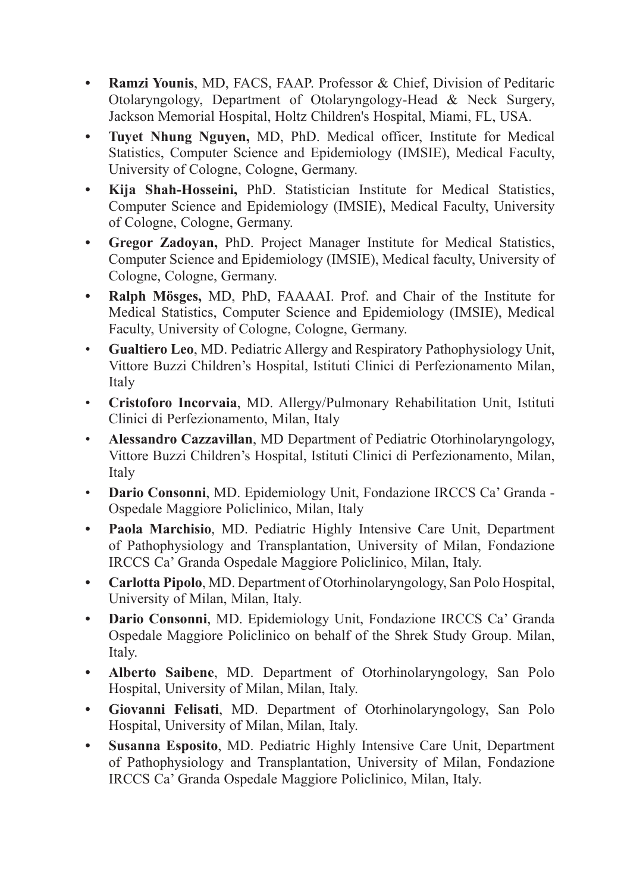- **Ramzi Younis**, MD, FACS, FAAP. Professor & Chief, Division of Peditaric Otolaryngology, Department of Otolaryngology-Head & Neck Surgery, Jackson Memorial Hospital, Holtz Children's Hospital, Miami, FL, USA.
- **Tuyet Nhung Nguyen,** MD, PhD. Medical officer, Institute for Medical Statistics, Computer Science and Epidemiology (IMSIE), Medical Faculty, University of Cologne, Cologne, Germany.
- **Kija Shah-Hosseini,** PhD. Statistician Institute for Medical Statistics, Computer Science and Epidemiology (IMSIE), Medical Faculty, University of Cologne, Cologne, Germany.
- **Gregor Zadoyan,** PhD. Project Manager Institute for Medical Statistics, Computer Science and Epidemiology (IMSIE), Medical faculty, University of Cologne, Cologne, Germany.
- **Ralph Mösges,** MD, PhD, FAAAAI. Prof. and Chair of the Institute for Medical Statistics, Computer Science and Epidemiology (IMSIE), Medical Faculty, University of Cologne, Cologne, Germany.
- **Gualtiero Leo**, MD. Pediatric Allergy and Respiratory Pathophysiology Unit, Vittore Buzzi Children's Hospital, Istituti Clinici di Perfezionamento Milan, Italy
- **Cristoforo Incorvaia**, MD. Allergy/Pulmonary Rehabilitation Unit, Istituti Clinici di Perfezionamento, Milan, Italy
- **Alessandro Cazzavillan**, MD Department of Pediatric Otorhinolaryngology, Vittore Buzzi Children's Hospital, Istituti Clinici di Perfezionamento, Milan, Italy
- **Dario Consonni**, MD. Epidemiology Unit, Fondazione IRCCS Ca' Granda - Ospedale Maggiore Policlinico, Milan, Italy
- **Paola Marchisio**, MD. Pediatric Highly Intensive Care Unit, Department of Pathophysiology and Transplantation, University of Milan, Fondazione IRCCS Ca' Granda Ospedale Maggiore Policlinico, Milan, Italy.
- **Carlotta Pipolo**, MD. Department of Otorhinolaryngology, San Polo Hospital, University of Milan, Milan, Italy.
- **Dario Consonni**, MD. Epidemiology Unit, Fondazione IRCCS Ca' Granda Ospedale Maggiore Policlinico on behalf of the Shrek Study Group. Milan, Italy.
- **Alberto Saibene**, MD. Department of Otorhinolaryngology, San Polo Hospital, University of Milan, Milan, Italy.
- **Giovanni Felisati**, MD. Department of Otorhinolaryngology, San Polo Hospital, University of Milan, Milan, Italy.
- **Susanna Esposito**, MD. Pediatric Highly Intensive Care Unit, Department of Pathophysiology and Transplantation, University of Milan, Fondazione IRCCS Ca' Granda Ospedale Maggiore Policlinico, Milan, Italy.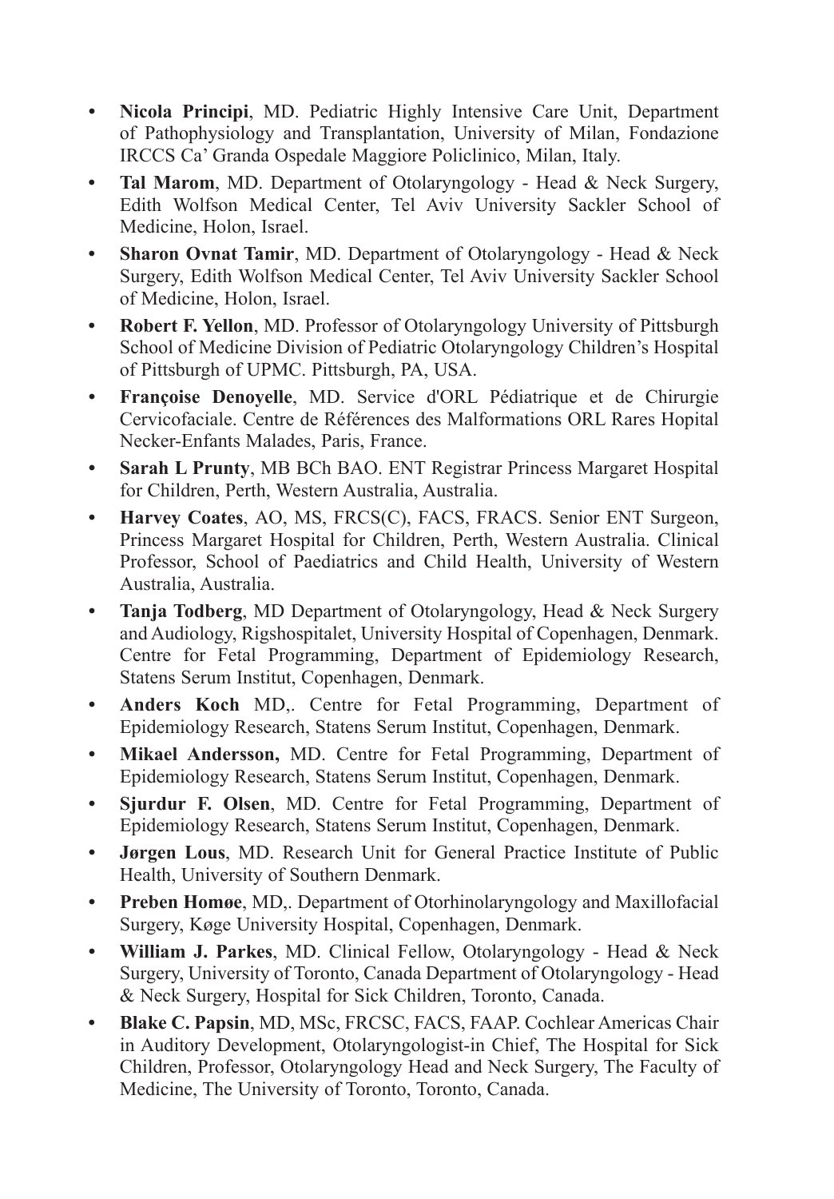- **Nicola Principi**, MD. Pediatric Highly Intensive Care Unit, Department of Pathophysiology and Transplantation, University of Milan, Fondazione IRCCS Ca' Granda Ospedale Maggiore Policlinico, Milan, Italy.
- **Tal Marom**, MD. Department of Otolaryngology - Head & Neck Surgery, Edith Wolfson Medical Center, Tel Aviv University Sackler School of Medicine, Holon, Israel.
- **Sharon Ovnat Tamir**, MD. Department of Otolaryngology - Head & Neck Surgery, Edith Wolfson Medical Center, Tel Aviv University Sackler School of Medicine, Holon, Israel.
- **Robert F. Yellon**, MD. Professor of Otolaryngology University of Pittsburgh School of Medicine Division of Pediatric Otolaryngology Children's Hospital of Pittsburgh of UPMC. Pittsburgh, PA, USA.
- **Françoise Denoyelle**, MD. Service d'ORL Pédiatrique et de Chirurgie Cervicofaciale. Centre de Références des Malformations ORL Rares Hopital Necker-Enfants Malades, Paris, France.
- **Sarah L Prunty**, MB BCh BAO. ENT Registrar Princess Margaret Hospital for Children, Perth, Western Australia, Australia.
- **Harvey Coates**, AO, MS, FRCS(C), FACS, FRACS. Senior ENT Surgeon, Princess Margaret Hospital for Children, Perth, Western Australia. Clinical Professor, School of Paediatrics and Child Health, University of Western Australia, Australia.
- **Tanja Todberg**, MD Department of Otolaryngology, Head & Neck Surgery and Audiology, Rigshospitalet, University Hospital of Copenhagen, Denmark. Centre for Fetal Programming, Department of Epidemiology Research, Statens Serum Institut, Copenhagen, Denmark.
- **Anders Koch** MD,. Centre for Fetal Programming, Department of Epidemiology Research, Statens Serum Institut, Copenhagen, Denmark.
- **Mikael Andersson,** MD. Centre for Fetal Programming, Department of Epidemiology Research, Statens Serum Institut, Copenhagen, Denmark.
- **Sjurdur F. Olsen**, MD. Centre for Fetal Programming, Department of Epidemiology Research, Statens Serum Institut, Copenhagen, Denmark.
- **Jørgen Lous**, MD. Research Unit for General Practice Institute of Public Health, University of Southern Denmark.
- **Preben Homøe**, MD,. Department of Otorhinolaryngology and Maxillofacial Surgery, Køge University Hospital, Copenhagen, Denmark.
- **William J. Parkes**, MD. Clinical Fellow, Otolaryngology - Head & Neck Surgery, University of Toronto, Canada Department of Otolaryngology - Head & Neck Surgery, Hospital for Sick Children, Toronto, Canada.
- **Blake C. Papsin**, MD, MSc, FRCSC, FACS, FAAP. Cochlear Americas Chair in Auditory Development, Otolaryngologist-in Chief, The Hospital for Sick Children, Professor, Otolaryngology Head and Neck Surgery, The Faculty of Medicine, The University of Toronto, Toronto, Canada.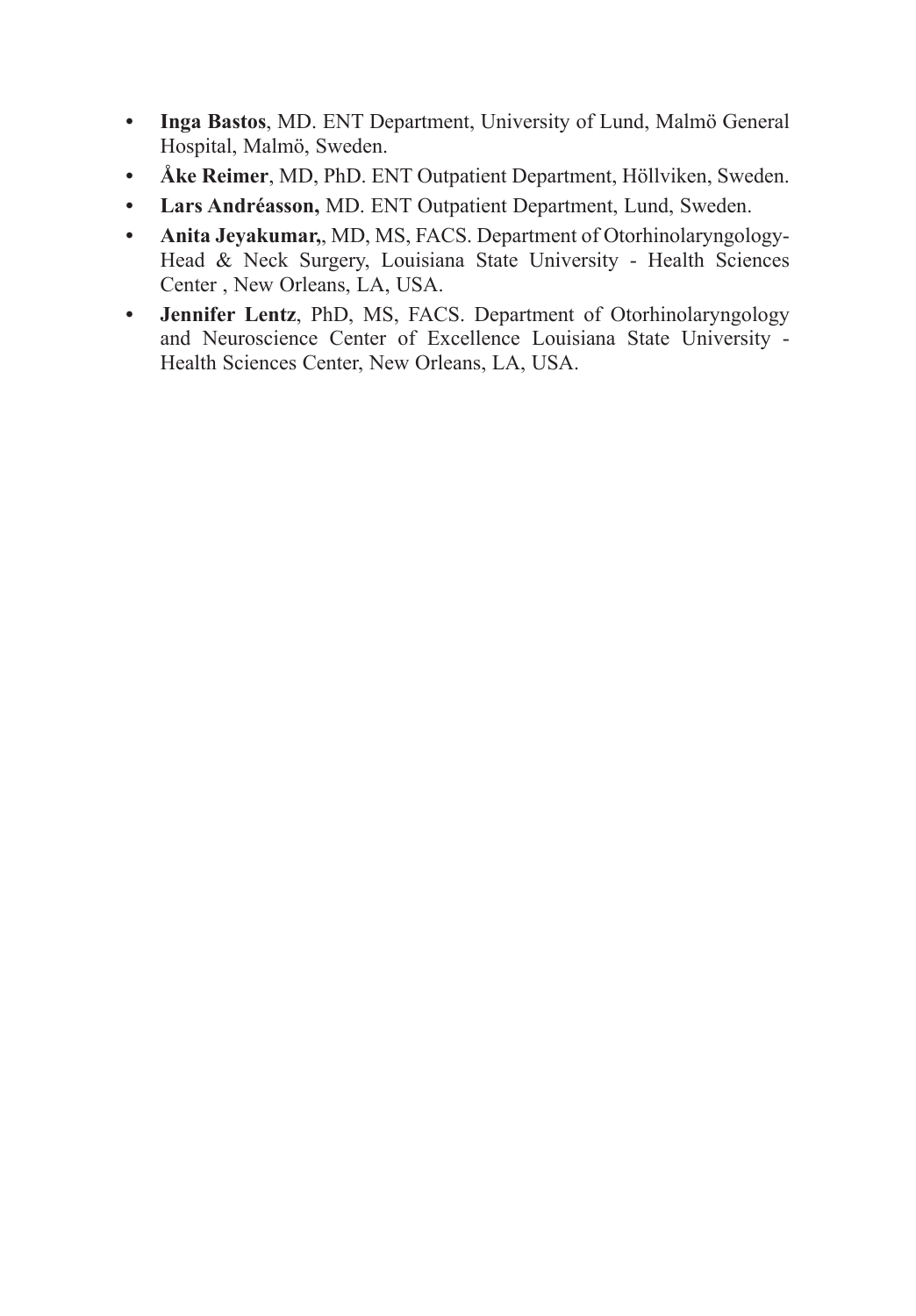- **Inga Bastos**, MD. ENT Department, University of Lund, Malmö General Hospital, Malmö, Sweden.
- **Åke Reimer**, MD, PhD. ENT Outpatient Department, Höllviken, Sweden.
- **Lars Andréasson,** MD. ENT Outpatient Department, Lund, Sweden.
- **Anita Jeyakumar,**, MD, MS, FACS. Department of Otorhinolaryngology-Head & Neck Surgery, Louisiana State University - Health Sciences Center , New Orleans, LA, USA.
- **Jennifer Lentz**, PhD, MS, FACS. Department of Otorhinolaryngology and Neuroscience Center of Excellence Louisiana State University - Health Sciences Center, New Orleans, LA, USA.